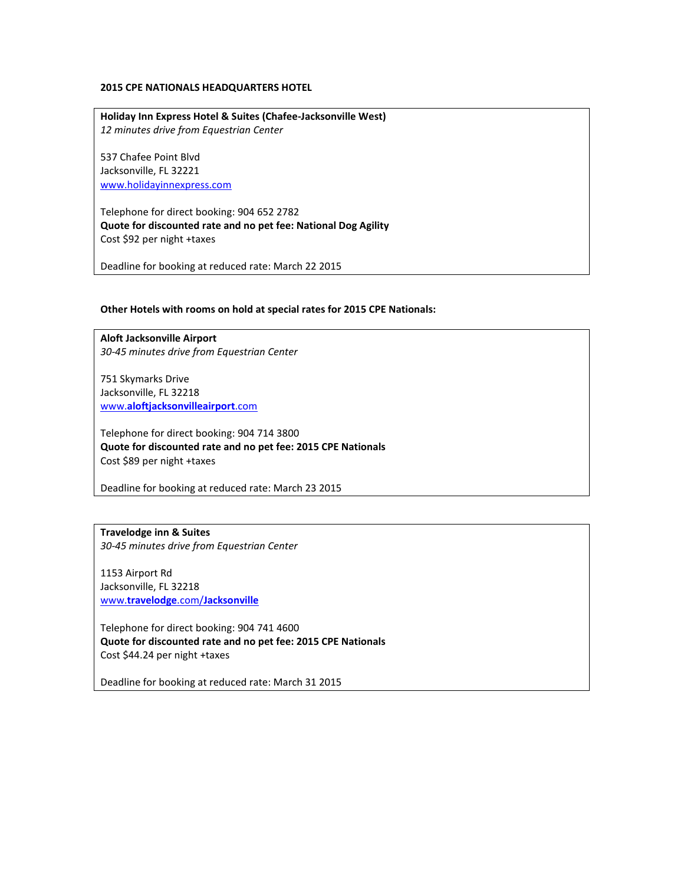**2015 CPE NATIONALS HEADQUARTERS HOTEL**

**Holiday Inn Express Hotel & Suites (Chafee-Jacksonville West)**
*12 minutes drive from Equestrian Center*

537 Chafee Point Blvd
Jacksonville, FL 32221
www.holidayinnexpress.com

Telephone for direct booking: 904 652 2782
**Quote for discounted rate and no pet fee: National Dog Agility**
Cost $92 per night +taxes

Deadline for booking at reduced rate: March 22 2015

**Other Hotels with rooms on hold at special rates for 2015 CPE Nationals:**

**Aloft Jacksonville Airport**
*30-45 minutes drive from Equestrian Center*

751 Skymarks Drive
Jacksonville, FL 32218
www.aloftjacksonvilleairport.com

Telephone for direct booking: 904 714 3800
**Quote for discounted rate and no pet fee: 2015 CPE Nationals**
Cost $89 per night +taxes

Deadline for booking at reduced rate: March 23 2015

**Travelodge inn & Suites**
*30-45 minutes drive from Equestrian Center*

1153 Airport Rd
Jacksonville, FL 32218
www.travelodge.com/Jacksonville

Telephone for direct booking: 904 741 4600
**Quote for discounted rate and no pet fee: 2015 CPE Nationals**
Cost $44.24 per night +taxes

Deadline for booking at reduced rate: March 31 2015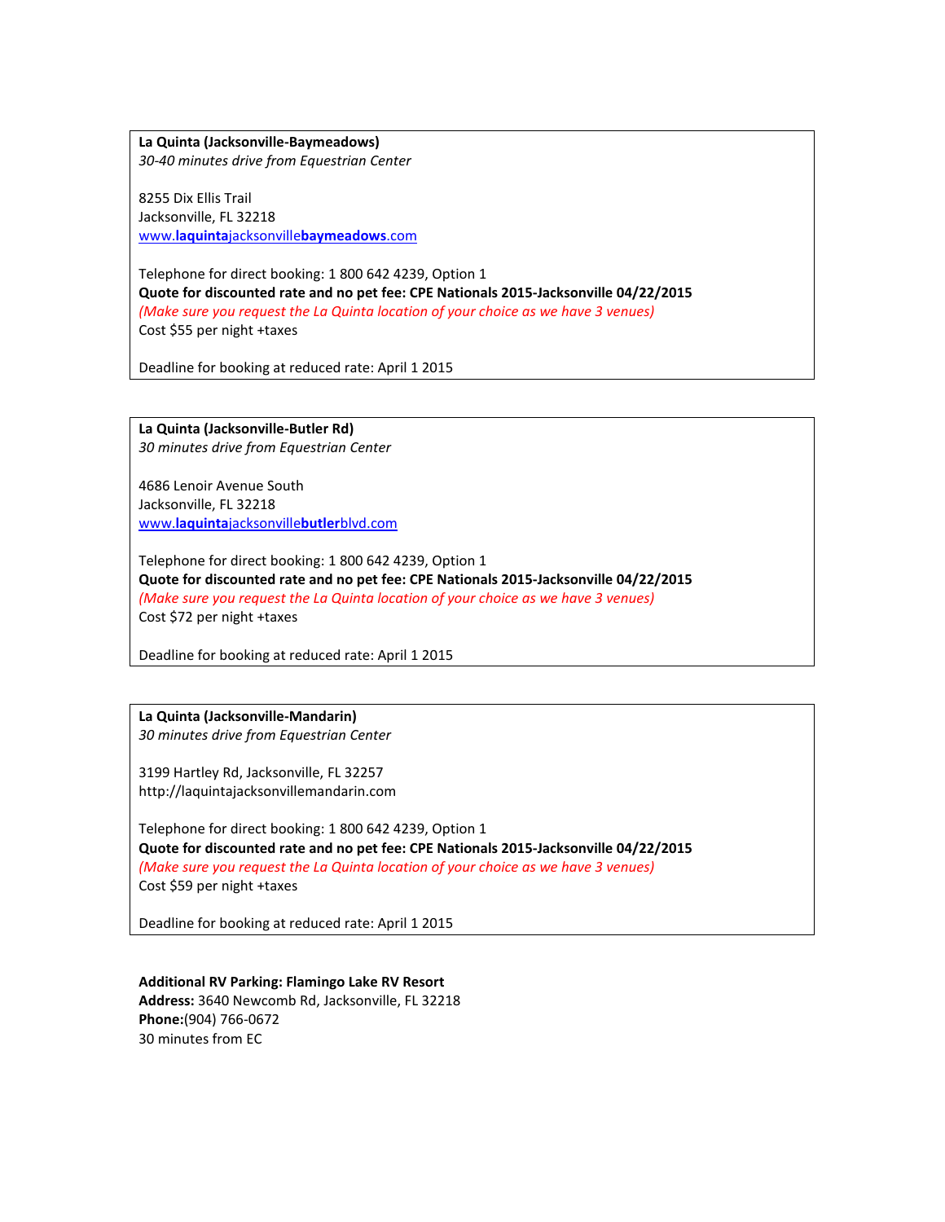**La Quinta (Jacksonville-Baymeadows)**
*30-40 minutes drive from Equestrian Center*

8255 Dix Ellis Trail
Jacksonville, FL 32218
www.laquintajacksonvillebaymeadows.com

Telephone for direct booking: 1 800 642 4239, Option 1
**Quote for discounted rate and no pet fee: CPE Nationals 2015-Jacksonville 04/22/2015**
*(Make sure you request the La Quinta location of your choice as we have 3 venues)*
Cost $55 per night +taxes

Deadline for booking at reduced rate: April 1 2015

**La Quinta (Jacksonville-Butler Rd)**
*30 minutes drive from Equestrian Center*

4686 Lenoir Avenue South
Jacksonville, FL 32218
www.laquintajacksonvillebutlerblvd.com

Telephone for direct booking: 1 800 642 4239, Option 1
**Quote for discounted rate and no pet fee: CPE Nationals 2015-Jacksonville 04/22/2015**
*(Make sure you request the La Quinta location of your choice as we have 3 venues)*
Cost $72 per night +taxes

Deadline for booking at reduced rate: April 1 2015

**La Quinta (Jacksonville-Mandarin)**
*30 minutes drive from Equestrian Center*

3199 Hartley Rd, Jacksonville, FL 32257
http://laquintajacksonvillemandarin.com

Telephone for direct booking: 1 800 642 4239, Option 1
**Quote for discounted rate and no pet fee: CPE Nationals 2015-Jacksonville 04/22/2015**
*(Make sure you request the La Quinta location of your choice as we have 3 venues)*
Cost $59 per night +taxes

Deadline for booking at reduced rate: April 1 2015

**Additional RV Parking: Flamingo Lake RV Resort**
**Address:** 3640 Newcomb Rd, Jacksonville, FL 32218
**Phone:**(904) 766-0672
30 minutes from EC